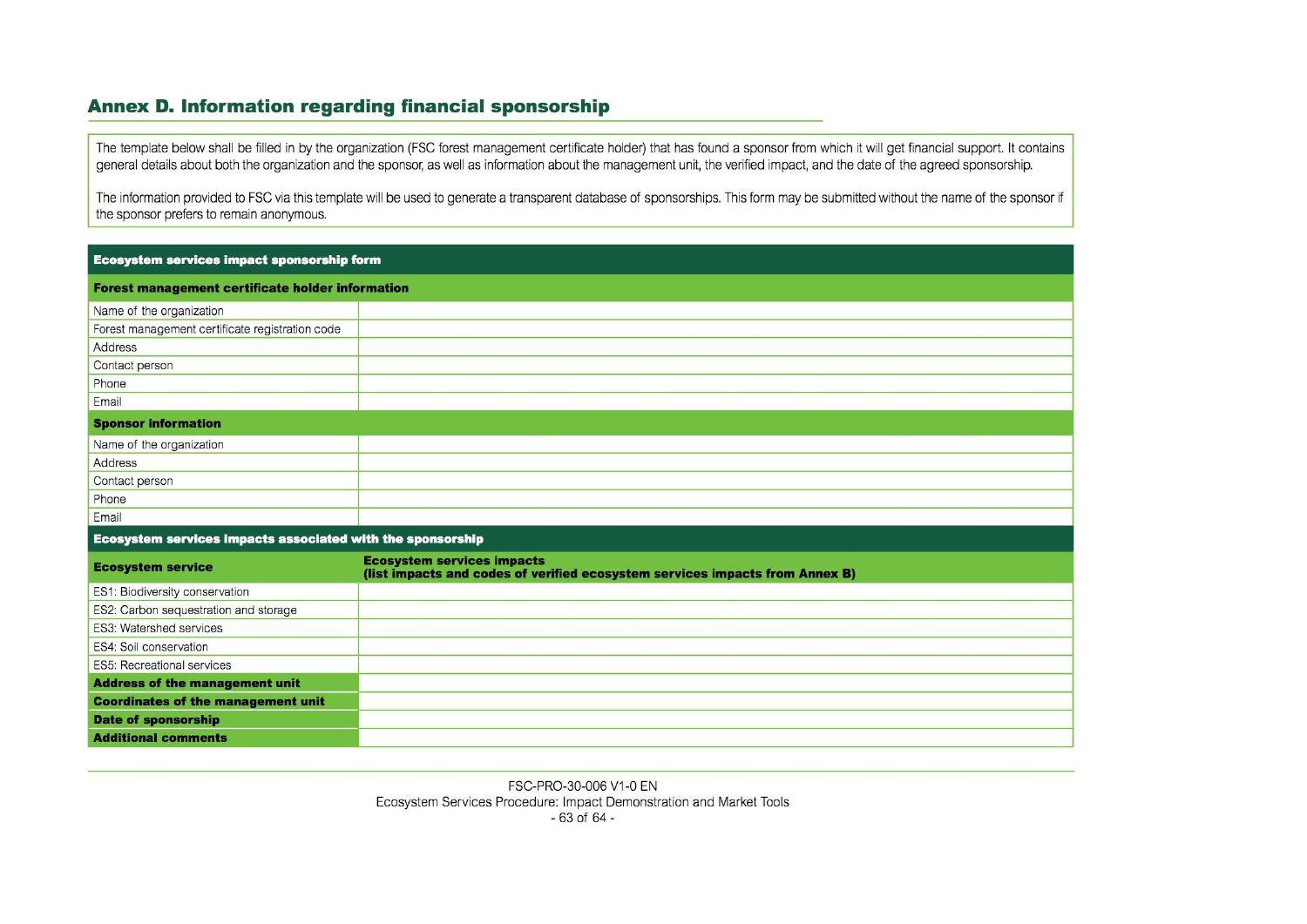## Annex D. Information regarding financial sponsorship

The template below shall be filled in by the organization (FSC forest management certificate holder) that has found a sponsor from which it will get financial support. It contains general details about both the organization and the sponsor, as well as information about the management unit, the verified impact, and the date of the agreed sponsorship.

The information provided to FSC via this template will be used to generate a transparent database of sponsorships. This form may be submitted without the name of the sponsor if the sponsor prefers to remain anonymous.

| **Ecosystem services impact sponsorship form** | |
|---|---|
| **Forest management certificate holder information** | |
| Name of the organization | |
| Forest management certificate registration code | |
| Address | |
| Contact person | |
| Phone | |
| Email | |
| **Sponsor information** | |
| Name of the organization | |
| Address | |
| Contact person | |
| Phone | |
| Email | |
| **Ecosystem services impacts associated with the sponsorship** | |
| **Ecosystem service** | **Ecosystem services impacts (list impacts and codes of verified ecosystem services impacts from Annex B)** |
| ES1: Biodiversity conservation | |
| ES2: Carbon sequestration and storage | |
| ES3: Watershed services | |
| ES4: Soil conservation | |
| ES5: Recreational services | |
| **Address of the management unit** | |
| **Coordinates of the management unit** | |
| **Date of sponsorship** | |
| **Additional comments** | |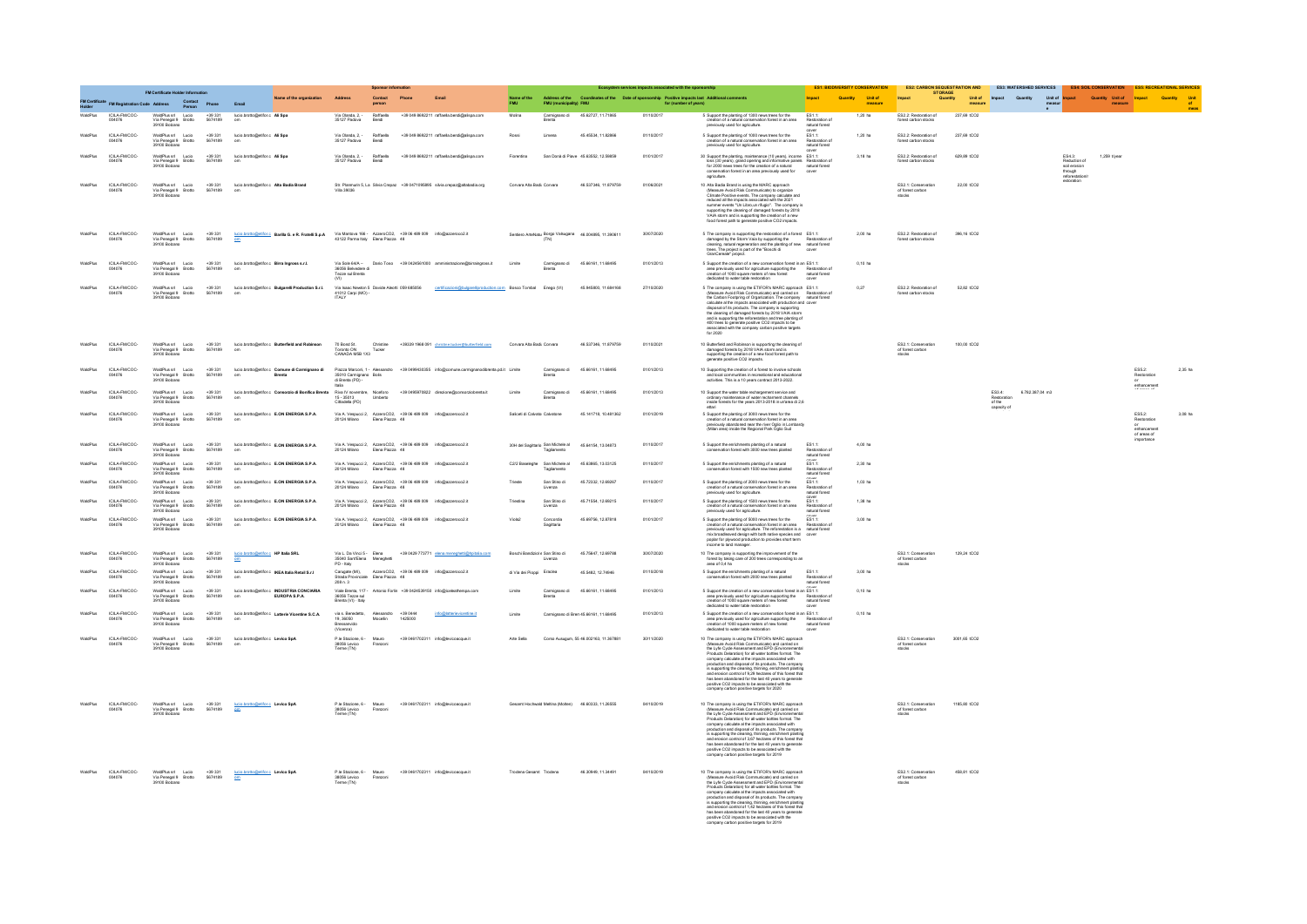| FM Certificate Holder Information | | | | | | Sponsor Information | | | | | Ecosystem services impacts associated with the sponsorship | | | | | | ES1: BIODIVERSITY CONSERVATION | | | ES2: CARBON SEQUESTRATION AND STORAGE | | | ES3: WATERSHED SERVICES | | | ES4: SOIL CONSERVATION | | | ES5: RECREATIONAL SERVICES | | |
|---|---|---|---|---|---|---|---|---|---|---|---|---|---|---|---|---|---|---|---|---|---|---|---|---|---|---|---|---|---|---|---|
| FM Certificate Holder | FM Registration Code | Address | Contact Person | Phone | Email | Name of the organization | Address | Contact person | Phone | Email | Name of the FMU | Address of the FMU (municipality) | Coordinates of the FMU | Date of sponsorship | Positive impacts last for (number of years) | Additional comments | Impact | Quantity | Unit of measure | Impact | Quantity | Unit of measure | Impact | Quantity | Unit of measure | Impact | Quantity | Unit of measure | Impact | Quantity | Unit of measure |
| WaldPlus | ICILA-FM/COC-004076 | WaldPlus srl Via Penegal 8 39100 Bolzano | Lucio Brotto | +39 331 5674189 | lucio.brotto@etifor.com | Alì Spa | Via Olanda, 2, - 35127 Padova | Raffaella Bendi | +39 049 8692211 | raffaella.bendi@alispa.com | Molina | Carmignano di Brenta | 45.62727, 11.71866 | 01/10/2017 | 5 | Support the planting of 1000 news trees for the creation of a natural conservation forest in an area previously used for agricolture. | ES1.1: Restoration of natural forest cover | 1,20 | ha | ES2.2: Restoration of forest carbon stocks | 237,68 | tCO2 | | | | | | | | | |
| WaldPlus | ICILA-FM/COC-004076 | WaldPlus srl Via Penegal 8 39100 Bolzano | Lucio Brotto | +39 331 5674189 | lucio.brotto@etifor.com | Alì Spa | Via Olanda, 2, - 35127 Padova | Raffaella Bendi | +39 049 8692211 | raffaella.bendi@alispa.com | Rossi | Limena | 45.45534, 11.82898 | 01/10/2017 | 5 | Support the planting of 1000 news trees for the creation of a natural conservation forest in an area previously used for agricolture. | ES1.1: Restoration of natural forest cover | 1,20 | ha | ES2.2: Restoration of forest carbon stocks | 237,68 | tCO2 | | | | | | | | | |
| WaldPlus | ICILA-FM/COC-004076 | WaldPlus srl Via Penegal 8 39100 Bolzano | Lucio Brotto | +39 331 5674189 | lucio.brotto@etifor.com | Alì Spa | Via Olanda, 2, - 35127 Padova | Raffaella Bendi | +39 049 8692211 | raffaella.bendi@alispa.com | Fiorentina | San Donà di Piave | 45.63552, 12.56859 | 01/01/2017 | 20 | Support the planting, maintenance (10 years), income loss (20 years), good opening and informative panels for 2000 news trees for the creation of a natural conservation forest in an area previously used for agriculture. | ES1.1: Restoration of natural forest cover | 3,18 | ha | ES2.2: Restoration of forest carbon stocks | 629,89 | tCO2 | | | | ES4.3: Reduction of soil erosion through reforestation/restoration | 1,299 | t/year | | | |
| WaldPlus | ICILA-FM/COC-004076 | WaldPlus srl Via Penegal 8 39100 Bolzano | Lucio Brotto | +39 331 5674189 | lucio.brotto@etifor.com | Alta Badia Brand | Str. Planmarin 5, La Villa 39036 | Silvia Crepaz | +39 0471 095895 | silvia.crepaz@altabadia.org | Corvara Alta Badia | Corvara | 46.537346, 11.8759759 | 01/06/2021 | 10 | Alta Badia Brand is using the MARC approach (Measure Avoid Risk Communicate) to organize Climate Positive events. The company calculate and reduced all the impacts associated with the 2021 summer events "Un Libro,un rifugio". The company is supporting the clearing of damaged forests by 2018 VAIA storm and is supporting the creation of a new food forest path to generate positive CO2 impacts. | | | | ES2.3: Conservation of forest carbon stocks | 22,00 | tCO2 | | | | | | | | | |
| WaldPlus | ICILA-FM/COC-004076 | WaldPlus srl Via Penegal 8 39100 Bolzano | Lucio Brotto | +39 331 5674189 | lucio.brotto@etifor.com | Barilla G. e R. Fratelli S.p.A | Via Mantova 166 - 43122 Parma Italy | AzzeroCO2, Elena Pazza | +39 06 489 006 48 | info@azzeroco2.it | Sentiero Artefatto | Borgo Valsugana (TN) | 46.034865, 11.390611 | 30/07/2020 | 5 | The company is supporting the restoration of a forest damaged by the Storm Vaia by supporting the cleaning, natural regeneration and the planting of new trees. The project is part of the "Boschi di CitorCanestri" project. | ES1.1: Restoration of natural forest cover | 2,00 | ha | ES2.2: Restoration of forest carbon stocks | 396,16 | tCO2 | | | | | | | | | |
| WaldPlus | ICILA-FM/COC-004076 | WaldPlus srl Via Penegal 8 39100 Bolzano | Lucio Brotto | +39 331 5674189 | lucio.brotto@etifor.com | Birra Ingross s.r.l. | Via Sore 64/A - 36056 Belvedere di Tezze sul Brenta (VI) | Dario Toso | +39 0424561000 | amministrazione@birraingross.it | Limite | Carmignano di Brenta | 45.66161, 11.98495 | 01/01/2013 | 5 | Support the creation of a new conservation forest in an area previously used for agriculture supporting the creation of 1000 square meters of new forest dedicated to water table restoration | ES1.1: Restoration of natural forest cover | 0,10 | ha | | | | | | | | | | | | |
| WaldPlus | ICILA-FM/COC-004076 | WaldPlus srl Via Penegal 8 39100 Bolzano | Lucio Brotto | +39 331 5674189 | lucio.brotto@etifor.com | Bulgarelli Production S.r.l. | Via Isaac Newton 5 41012 Carpi (MO) - ITALY | Davide Alletti | 059 665856 | certificazioni@bulgarelliproduction.com | Bosco Tombei | Enego (VI) | 45.945800, 11.684168 | 27/10/2020 | 5 | The company is using the ETIFOR's MARC approach (Measure Avoid Risk Communicate) and carried on the Carbon Footprint of Organization. The company calculate all the impacts associated with production and disposal of its products. The company is supporting the clearing of damaged forests by 2018 VAIA storm and is supporting the reforestation and tree planting of 480 trees to generate positive CO2 impacts to be associated with the company carbon positive targets for 2020 | ES1.1: Restoration of natural forest cover | 0,27 | | ES2.2: Restoration of forest carbon stocks | 52,63 | tCO2 | | | | | | | | | |
| WaldPlus | ICILA-FM/COC-004076 | WaldPlus srl Via Penegal 8 39100 Bolzano | Lucio Brotto | +39 331 5674189 | lucio.brotto@etifor.com | Butterfield and Robinson | 70 Bond St. Toronto ON CANADA M5B 1X3 | Christine Tucker | +38039 1968 091 | christine.tucker@butterfield.com | Corvara Alta Badia | Corvara | 46.537346, 11.8759759 | 01/10/2021 | 10 | Butterfield and Robinson is supporting the clearing of damaged forests by 2018 VAIA storm and is supporting the creation of a new food forest path to generate positive CO2 impacts. | | | | ES2.3: Conservation of forest carbon stocks | 100,00 | tCO2 | | | | | | | | | |
| WaldPlus | ICILA-FM/COC-004076 | WaldPlus srl Via Penegal 8 39100 Bolzano | Lucio Brotto | +39 331 5674189 | lucio.brotto@etifor.com | Comune di Carmignano di Brenta | Piazza Marconi, 1 - 35010 Carmignano di Brenta (PD) - Italia | Alessandro Bolis | +39 0499430355 | info@comune.carmignanodibrenta.pd.it | Limite | Carmignano di Brenta | 45.66161, 11.98495 | 01/01/2013 | 10 | Supporting the creation of a forest to involve schools and local communities in recreational and educational activities. This is a 10 years contract 2013-2022 | | | | | | | | | | | | | ES5.2: Restoration or enhancement of areas of importance | 2,35 | ha |
| WaldPlus | ICILA-FM/COC-004076 | WaldPlus srl Via Penegal 8 39100 Bolzano | Lucio Brotto | +39 331 5674189 | lucio.brotto@etifor.com | Consorzio di Bonifica Brenta | Riva IV novembre, 15 - 35013 Cittadella (PD) | Nicoforo Umberto | +39 0499597602 | direzione@consorziobrenta.it | Limite | Carmignano di Brenta | 45.66161, 11.98495 | 01/01/2013 | 10 | Support the water table recharge ment service and ordinary maintenance of water recharment channels inside forests for the years 2013-2018 in a area of 2,6 ettari | | | | | | | ES3.4: Restoration of the capacity of | 8.792.387,04 | m3 | | | | | | |
| WaldPlus | ICILA-FM/COC-004076 | WaldPlus srl Via Penegal 8 39100 Bolzano | Lucio Brotto | +39 331 5674189 | lucio.brotto@etifor.com | E.ON ENERGIA S.P.A. | Via A. Vespucci 2, 20124 Milano | AzzeroCO2, Elena Pazza | +39 06 489 006 48 | info@azzeroco2.it | Saliceti di Calvatone | Calvatone | 45.141718, 10.481362 | 01/01/2019 | 5 | Support the planting of 3000 news trees for the creation of a natural conservation forest in an area previously abandoned near the river Oglio in Lombardy (Milan area) inside the Regional Park Oglio Sud | | | | | | | | | | | | | ES5.2: Restoration or enhancement of areas of importance | 3,06 | ha |
| WaldPlus | ICILA-FM/COC-004076 | WaldPlus srl Via Penegal 8 39100 Bolzano | Lucio Brotto | +39 331 5674189 | lucio.brotto@etifor.com | E.ON ENERGIA S.P.A. | Via A. Vespucci 2, 20124 Milano | AzzeroCO2, Elena Pazza | +39 06 489 006 48 | info@azzeroco2.it | 30H del Sagittario | San Michele al Tagliamento | 45.64154, 13.04873 | 01/10/2017 | 5 | Support the enrichments planting of a natural conservation forest with 3800 new trees planted | ES1.1: Restoration of natural forest cover | 4,00 | ha | | | | | | | | | | | | |
| WaldPlus | ICILA-FM/COC-004076 | WaldPlus srl Via Penegal 8 39100 Bolzano | Lucio Brotto | +39 331 5674189 | lucio.brotto@etifor.com | E.ON ENERGIA S.P.A. | Via A. Vespucci 2, 20124 Milano | AzzeroCO2, Elena Pazza | +39 06 489 006 48 | info@azzeroco2.it | C2/2 Baseleghe | San Michele al Tagliamento | 45.63665, 13.03125 | 01/10/2017 | 5 | Support the enrichments planting of a natural conservation forest with 1500 new trees planted | ES1.1: Restoration of natural forest cover | 2,30 | ha | | | | | | | | | | | | |
| WaldPlus | ICILA-FM/COC-004076 | WaldPlus srl Via Penegal 8 39100 Bolzano | Lucio Brotto | +39 331 5674189 | lucio.brotto@etifor.com | E.ON ENERGIA S.P.A. | Via A. Vespucci 2, 20124 Milano | AzzeroCO2, Elena Pazza | +39 06 489 006 48 | info@azzeroco2.it | Trieste | San Stino di Livenza | 45.72332, 12.66267 | 01/10/2017 | 5 | Support the planting of 2000 news trees for the creation of a natural conservation forest in an area previously used for agriculture. | ES1.1: Restoration of natural forest cover | 1,03 | ha | | | | | | | | | | | | |
| WaldPlus | ICILA-FM/COC-004076 | WaldPlus srl Via Penegal 8 39100 Bolzano | Lucio Brotto | +39 331 5674189 | lucio.brotto@etifor.com | E.ON ENERGIA S.P.A. | Via A. Vespucci 2, 20124 Milano | AzzeroCO2, Elena Pazza | +39 06 489 006 48 | info@azzeroco2.it | Triestina | San Stino di Livenza | 45.71554, 12.66215 | 01/10/2017 | 5 | Support the planting of 1500 news trees for the creation of a natural conservation forest in an area previously used for agriculture. | ES1.1: Restoration of natural forest cover | 1,38 | ha | | | | | | | | | | | | |
| WaldPlus | ICILA-FM/COC-004076 | WaldPlus srl Via Penegal 8 39100 Bolzano | Lucio Brotto | +39 331 5674189 | lucio.brotto@etifor.com | E.ON ENERGIA S.P.A. | Via A. Vespucci 2, 20124 Milano | AzzeroCO2, Elena Pazza | +39 06 489 006 48 | info@azzeroco2.it | Viola2 | Concordia Sagittaria | 45.69756, 12.87818 | 01/01/2017 | 5 | Support the planting of 5000 news trees for the creation of a natural conservation forest in an area previously used for agriculture. The reforestation is a mix broadleaved design with both native species and poplar for plywood production to provides short term income to land manager. | ES1.1: Restoration of natural forest cover | 3,00 | ha | | | | | | | | | | | | |
| WaldPlus | ICILA-FM/COC-004076 | WaldPlus srl Via Penegal 8 39100 Bolzano | Lucio Brotto | +39 331 5674189 | lucio.brotto@etifor.com | HP Italia SRL | Via L. Da Vinci 5 - 35040 Sant'Elena PD - Italy | Elena Menegatti | +39 0429 773771 | elena.menegatti@hpitalia.com | Boschi Bandizzioli | San Stino di Livenza | 45.75647, 12.69788 | 30/07/2020 | 10 | The company is supporting the improvement of the forest by taking care of 200 trees corresponding to an area of 0,4 ha | | | | ES2.3: Conservation of forest carbon stocks | 129,24 | tCO2 | | | | | | | | | |
| WaldPlus | ICILA-FM/COC-004076 | WaldPlus srl Via Penegal 8 39100 Bolzano | Lucio Brotto | +39 331 5674189 | lucio.brotto@etifor.com | IKEA Italia Retail S.r.l | Carugate (MI), Strada Provinciale 208 n. 3 | AzzeroCO2, Elena Pazza | +39 06 489 006 48 | info@azzeroco2.it | di Via dei Pioppi | Eraclea | 45.5482, 12.74046 | 01/10/2018 | 5 | Support the enrichments planting of a natural conservation forest with 2000 new trees planted | ES1.1: Restoration of natural forest cover | 3,00 | ha | | | | | | | | | | | | |
| WaldPlus | ICILA-FM/COC-004076 | WaldPlus srl Via Penegal 8 39100 Bolzano | Lucio Brotto | +39 331 5674189 | lucio.brotto@etifor.com | INDUSTRIA CONCIARIA EUROPA S.P.A. | Viale Brenta, 117 - 36056 Tezze sul Brenta (VI) - Italy | Antonio Forte | +39 0424539150 | info@icelesthergroup.com | Limite | Carmignano di Brenta | 45.66161, 11.98495 | 01/01/2013 | 5 | Support the creation of a new conservation forest in an area previously used for agriculture supporting the creation of 1000 square meters of new forest dedicated to water table restoration | ES1.1: Restoration of natural forest cover | 0,10 | ha | | | | | | | | | | | | |
| WaldPlus | ICILA-FM/COC-004076 | WaldPlus srl Via Penegal 8 39100 Bolzano | Lucio Brotto | +39 331 5674189 | lucio.brotto@etifor.com | Latterie Vicentine S.C.A. | via L. Benedetto 19, 36050 Bressanvido (Vicenza) | Alessandro Miccelin | +39 0444 1425000 | info@latterievicentine.it | Limite | Carmignano di Brenta | 45.66161, 11.98495 | 01/01/2013 | 5 | Support the creation of a new conservation forest in an area previously used for agriculture supporting the creation of 1000 square meters of new forest dedicated to water table restoration | ES1.1: Restoration of natural forest cover | 0,10 | ha | | | | | | | | | | | | |
| WaldPlus | ICILA-FM/COC-004076 | WaldPlus srl Via Penegal 8 39100 Bolzano | Lucio Brotto | +39 331 5674189 | lucio.brotto@etifor.com | Levico SpA | P.le Stazione, 6 - 38056 Levico Terme (TN) | Mauro Franzoni | +39 0461702311 | info@levicoacque.it | Arte Sella | Borgo Valsugana | 46.002163, 11.367861 | 30/11/2020 | 10 | The company is using the ETIFOR's MARC approach (Measure Avoid Risk Communicate) and carried on the Lyfe Cycle Assessment and EPD (Environmental Products Delaration) for all water bottles format. The company calculate all the impacts associated with production and disposal of its products. The company is supporting the clearing, thinning, enrichment planting and erosion control of 9,29 hectares of this forest that has been abandoned for the last 40 years to generate positive CO2 impacts to be associated with the company carbon positive targets for 2020 | | | | ES2.3: Conservation of forest carbon stocks | 3061,63 | tCO2 | | | | | | | | | |
| WaldPlus | ICILA-FM/COC-004076 | WaldPlus srl Via Penegal 8 39100 Bolzano | Lucio Brotto | +39 331 5674189 | lucio.brotto@etifor.com | Levico SpA | P.le Stazione, 6 - 38056 Levico Terme (TN) | Mauro Franzoni | +39 0461702311 | info@levicoacque.it | Gessami Hochwald Malfina (Molten) | | 46.80333, 11.26855 | 04/10/2019 | 10 | The company is using the ETIFOR's MARC approach (Measure Avoid Risk Communicate) and carried on the Lyfe Cycle Assessment and EPD (Environmental Products Delaration) for all water bottles format. The company calculate all the impacts associated with production and disposal of its products. The company is supporting the cleaning, thinning, enrichment planting and erosion control of 3,07 hectares of this forest that has been abandoned for the last 40 years to generate positive CO2 impacts to be associated with the company carbon positive targets for 2019 | | | | ES2.3: Conservation of forest carbon stocks | 1185,85 | tCO2 | | | | | | | | | |
| WaldPlus | ICILA-FM/COC-004076 | WaldPlus srl Via Penegal 8 39100 Bolzano | Lucio Brotto | +39 331 5674189 | lucio.brotto@etifor.com | Levico SpA | P.le Stazione, 6 - 38056 Levico Terme (TN) | Mauro Franzoni | +39 0461702311 | info@levicoacque.it | Trodena Gessami | Trodena | 46.30949, 11.34491 | 04/10/2019 | 10 | The company is using the ETIFOR's MARC approach (Measure Avoid Risk Communicate) and carried on the Lyfe Cycle Assessment and EPD (Environmental Products Delaration) for all water bottles format. The company calculate all the impacts associated with production and disposal of its products. The company is supporting the cleaning, thinning, enrichment planting and erosion control of 1,42 hectares of this forest that has been abandoned for the last 40 years to generate positive CO2 impacts to be associated with the company carbon positive targets for 2019 | | | | ES2.3: Conservation of forest carbon stocks | 459,01 | tCO2 | | | | | | | | | |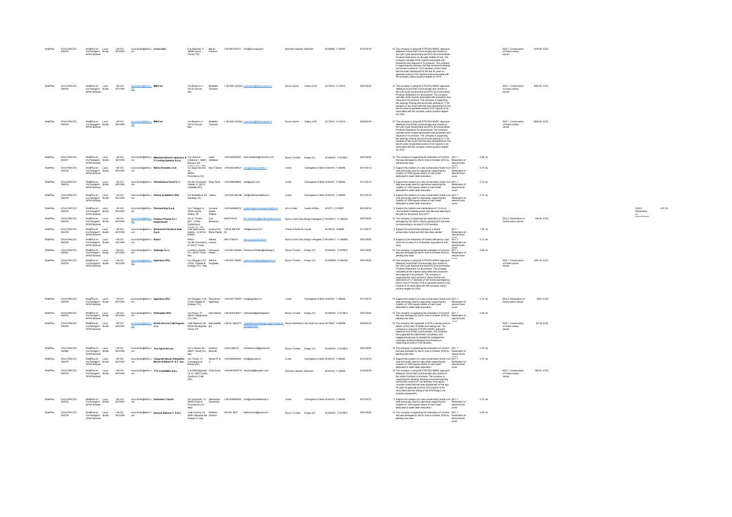| | | | | | | | | | | | | | | | | | | | | | | |
|---|---|---|---|---|---|---|---|---|---|---|---|---|---|---|---|---|---|---|---|---|---|---|
| WaldPlus | ICILA-FM/COC-004076 | WaldPlus srl Via Penegal 8 39100 Bolzano | Lucio Brotto | +39 331 5674189 | lucio.brotto@etifor.com | Levico SpA | P.le Stazione, 6 - 38056 Levico Terme (TN) | Mauro Fraccaro | +39 0461702311 | info@levicoacque.it | Bremers Gessent | Bremers | 46.06465, 11.50545 | 01/07/2019 | 10 | The company is using the ETIFOR's MARC approach (Measure Avoid Risk Communicate) and carried on the Life Cycle Assessment and EPD (Environmental Products Delaration) for all water bottles format. The company calculate all the impacts associated with production and disposal of its products. The company is supporting the clearing, thinning, enrichment planting and erosion control of 13,37 hectares of this forest that has been abandoned for the last 40 years to generate positive CO2 impacts to be associated with the company carbon positive targets for 2019 | | | ES2.1: Conservation of forest carbon stocks | 4319,92 tCO2 | | |
| WaldPlus | ICILA-FM/COC-004076 | WaldPlus srl Via Penegal 8 39100 Bolzano | Lucio Brotto | +39 331 5674189 | lucio.brotto@etifor.com | MIKO srl | Via Rossini 3 – 34170 Gorizia – Italy | Benedetta Tomasese | + 39 0481 523232 | b.tomasese@dinamicamiko.it | Bosco Sacile | Cedino (UD) | 45.79319, 13.19312 | 30/07/2020 | 10 | The company is using the ETIFOR's MARC approach (Measure Avoid Risk Communicate) and carried on the Life Cycle Assessment and EPD (Environmental Products Delaration) for all productst. The company calculate all the impacts associated with production and disposal of its products. The company is supporting the clearing, thinning and enrichment planting of 17,34 hectares of this forest that has been abandoned for the last 40 years to generate positive CO2 impacts to be associated with the company carbon positive targets for 2020 | | | ES2.1: Conservation of forest carbon stocks | 5682,65 tCO2 | | |
| WaldPlus | ICILA-FM/COC-004076 | WaldPlus srl Via Penegal 8 39100 Bolzano | Lucio Brotto | +39 331 5674189 | lucio.brotto@etifor.com | MIKO srl | Via Rossini 3 – 34170 Gorizia – Italy | Benedetta Tomasese | + 39 0481 523232 | b.tomasese@dinamicamiko.it | Bosco Sacile | Cedino (UD) | 45.79319, 13.19312 | 30/06/2019 | 10 | The company is using the ETIFOR's MARC approach (Measure Avoid Risk Communicate) and carried on the Life Cycle Assessment and EPD (Environmental Products Delaration) for all productst. The company calculate all the impacts associated with production and disposal of its products. The company is supporting the clearing, thinning and enrichment planting of 17,34 hectares of this forest that has been abandoned for the last 40 years to generate positive CO2 impacts to be associated with the company carbon positive targets for 2019 | | | ES2.1: Conservation of forest carbon stocks | 5682,65 tCO2 | | |
| WaldPlus | ICILA-FM/COC-004077 | WaldPlus srl Via Penegal 8 39100 Bolzano | Lucio Brotto | +39 331 5674189 | lucio.brotto@etifor.com | Mitsubishi Electric Hydronics & IT Cooling Systems S.p.A. | Via Caduti di Cefalonia 1, 36061 Bassano del Grappa (VI) – Italy | Laura Mandese | +39 0424509500 | laura.mandese@meloohit.com | Bosco Tombal | Enego (VI) | 45.944301, 11.679673 | 30/07/2020 | 10 | The company is supporting the restoration of a forest that was damaged by Storm Vaia in October 2018 by planting new trees | ES1.1: Restoration of natural forest cover | 0,06 ha | | | | |
| WaldPlus | ICILA-FM/COC-004076 | WaldPlus srl Via Penegal 8 39100 Bolzano | Lucio Brotto | +39 331 5674189 | lucio.brotto@etifor.com | Molino Rossetto Livio | Via Sega Vecchia 16 - 36050 Pozzoleone (VI) | Ilaria Tatone | +39 0444 668121 | info@molinorossetto.it | Limite | Carmignano di Brenta | 45.66161, 11.66495 | 01/01/2013 | 5 | Support the creation of a new conservation forest in an area previously used for agriculture supporting the creation of 1000 square meters of new forest dedicated to water table restoration | ES1.1: Restoration of natural forest cover | 0,10 ha | | | | |
| WaldPlus | ICILA-FM/COC-004076 | WaldPlus srl Via Penegal 8 39100 Bolzano | Lucio Brotto | +39 331 5674189 | lucio.brotto@etifor.com | Oleodinamica Panni S.r.l. | Via Don Domenico Valente 5, 35013 Cittadella (PD) | Ketty Panni | +39 0499448900 | info@panni.com | Limite | Carmignano di Brenta | 45.66161, 11.66495 | 01/01/2013 | 5 | Support the creation of a new conservation forest in an area previously used for agriculture supporting the creation of 1000 square meters of new forest dedicated to water table restoration | ES1.1: Restoration of natural forest cover | 0,10 ha | | | | |
| WaldPlus | ICILA-FM/COC-004076 | WaldPlus srl Via Penegal 8 39100 Bolzano | Lucio Brotto | +39 331 5674189 | lucio.brotto@etifor.com | Osteria Scaldaferro SRL | Via Scaldaferro 3/5 Sandrigo (VI) | Valeria | +39 0444 462186 | info@osteriascaldaferro.it | Limite | Carmignano di Brenta | 45.66161, 11.66495 | 01/01/2013 | 5 | Support the creation of a new conservation forest in an area previously used for agriculture supporting the creation of 1000 square meters of new forest dedicated to water table restoration | ES1.1: Restoration of natural forest cover | 0,10 ha | | | | |
| WaldPlus | ICILA-FM/COC-004076 | WaldPlus srl Via Penegal 8 39100 Bolzano | Lucio Brotto | +39 331 5674189 | lucio.brotto@etifor.com | Pixartprinting S.p.A. | Via F Maggio, 8, 30020 Quarto d'Altino VE | Comune Quarto D'Altino | +39 0422828212 | ambiente@comunequartodaltino.it | de Le Crete | Quarto d'Altino | 45.5771, 12.35527 | 28/10/2014 | 5 | Support the creation and maintenance of 1.5 km of new footpath including panels, benches and clearing of the path for the period 2015-2017 | | | | | ES3.2: Restoration or enhancement | 4,35 ha |
| WaldPlus | ICILA-FM/COC-004076 | WaldPlus srl Via Penegal 8 39100 Bolzano | Lucio Brotto | +39 331 5674189 | lucio.brotto@etifor.com | Prodeco Pharma S.r.l. Unipersonale | Via G. Toniolo, 25/1 - 31033 Castelfranco Veneto TV, Italy | Lino Bortolozzo | 0423/744161 | lino.bortolozzo@prodecopharma.com | Bosco Carlo Grao | Borgo Valsugana (TN) | 46.036311, 11.386245 | 30/07/2020 | 10 | The company is supporting the restoration of a forest damaged by Storm Vaia by growing 500 new trees corresponding to an area of 0,33 hectares | | | ES2.2: Restoration of forest carbon stocks | 106,62 tCO2 | | |
| WaldPlus | ICILA-FM/COC-004076 | WaldPlus srl Via Penegal 8 39100 Bolzano | Lucio Brotto | +39 331 5674189 | lucio.brotto@etifor.com | Q8 Kuwait Petroleum Italia S.p.A. | Viale dell'Oceano Indiano, 13 00144 - ROMA | AzzeroCO2 - Elena Piazza | +39 06 489 006 | info@azzeroco2.it | Pineta di Santa M. Castle | | 45.59232, 12.8686 | 01/10/2017 | 5 | Support the enrichments planting of a natural conservation forest with 980 new trees planted | ES1.1: Restoration of natural forest cover | 1,50 ha | | | | |
| WaldPlus | ICILA-FM/COC-004076 | WaldPlus srl Via Penegal 8 39100 Bolzano | Lucio Brotto | +39 331 5674189 | lucio.brotto@etifor.com | Risto3 | Risto3 Via del Commercio, 57 38121 Trento | Alessio Lorenzi | 04611734475 | alessio.lorenzi@risto3.it | Bosco Carlo Grao | Borgo Valsugana (TN) | 46.036311, 11.386245 | 30/07/2020 | 5 | Support to the restoration of forests affected by Vaia storm for an area of 0,15 hectares equivalent to 200 trees | ES1.1: Restoration of natural forest cover | 0,15 ha | | | | |
| WaldPlus | ICILA-FM/COC-004081 | WaldPlus srl Via Penegal 8 39100 Bolzano | Lucio Brotto | +39 331 5674189 | lucio.brotto@etifor.com | Sadesign S.n.c | Località Le Basse 313 - 38123 Trento - Italy | Francesca Pittalis | +39 0461 942260 | Francesca.Pittalis@sadesign.it | Bosco Tombal | Enego (VI) | 45.944301, 11.679673 | 30/07/2020 | 10 | The company is supporting the restoration of a forest that was damaged by Storm Vaia in October 2018 by planting new trees | ES1.1: Restoration of natural forest cover | 0,06 ha | | | | |
| WaldPlus | ICILA-FM/COC-004076 | WaldPlus srl Via Penegal 8 39100 Bolzano | Lucio Brotto | +39 331 5674189 | lucio.brotto@etifor.com | Sgambaro SPA | Via Chioggia 11/A, 31030 Castello di Godego (TV) - Italy | Martina Burighello | +39 0423 760007 | martina.burighello@sgambaro.it | Bosco Tombal | Enego (VI) | 45.945800, 11.684108 | 30/07/2020 | 10 | The company is using the ETIFOR's MARC approach (Measure Avoid Risk Communicate) and carried on the Life Cycle Assessment and EPD (Environmental Products Delaration) for all productst. The company calculated all the impacts associated with production and disposal of its products. The company is supporting the improvement of alpine forests and restoration of 3,1 hectares of this forest damaged by Storm Vaia of October 2018 to generate positive CO2 impacts to be associated with the company carbon positive targets for 2020 | | | ES2.1: Conservation of forest carbon stocks | 1001,63 tCO2 | | |
| WaldPlus | ICILA-FM/COC-004076 | WaldPlus srl Via Penegal 8 39100 Bolzano | Lucio Brotto | +39 331 5674189 | lucio.brotto@etifor.com | Sgambaro SPA | Via Chioggia, 11/A, 31030 Castello di Godego (TV) Italy | Pierantonio Sgambaro | +39 0423 760007 | info@sgambaro.it | Limite | Carmignano di Brenta | 45.66161, 11.66495 | 01/01/2013 | 10 | Support the creation of a new conservation forest in an area previously used for agriculture supporting the creation of 1000 square meters of new forest dedicated to water table restoration | ES1.1: Restoration of natural forest cover | 0,10 ha | ES2.2: Restoration of forest carbon stocks | 19,01 tCO2 | | |
| WaldPlus | ICILA-FM/COC-004076 | WaldPlus srl Via Penegal 8 39100 Bolzano | Lucio Brotto | +39 331 5674189 | lucio.brotto@etifor.com | Stefanplast SPA | Via Piazza, 47 36020 Villaganzerla (VI), Italia | Sara Stefani | +39 0444 639011 | stefanplast@stefanplast.it | Bosco Tombal | Enego (VI) | 45.944301, 11.679673 | 30/07/2020 | 10 | The company is supporting the restoration of a forest that was damaged by Storm Vaia in October 2018 by planting new trees | ES1.1: Restoration of natural forest cover | 0,06 ha | | | | |
| WaldPlus | ICILA-FM/COC-004076 | WaldPlus srl Via Penegal 8 39100 Bolzano | Lucio Brotto | +39 331 5674189 | lucio.brotto@etifor.com | Strada del vino Colli Euganei s.r.s. | Viale Stazione, 60 35036 Montegrotto Terme, Pd | Manuela Magro | +39 331 9634777 | stradadelvinocollieuganei@ | Boschi Bandizzi e San Stino di Livenza | | 45.75647, 12.69788 | 30/06/2019 | 10 | The company has organized in 2019 a climate positive edition of the Calici di Stelle wine tasting tour. The company is using the ETIFOR's MARC approach (Measure Avoid Risk Communicate). The company has supported the stakeholder consultation and engagement process to strength the management capacities at Boschi Bandizzi and Prassacon supporting an area of 0,25 hectares. | | | ES2.1: Conservation of forest carbon stocks | 80,78 tCO2 | | |
| WaldPlus | ICILA-FM/COC-004080 | WaldPlus srl Via Penegal 8 39100 Bolzano | Lucio Brotto | +39 331 5674189 | lucio.brotto@etifor.com | Tino Sport Service | Via C.Alessio 38, 36027 - Rosà (VI) - Italy | Federico Bizzotto | +0424 582219 | tinosikservice@gmail.com | Bosco Tombal | Enego (VI) | 45.944301, 11.679673 | 30/07/2020 | 10 | The company is supporting the restoration of a forest that was damaged by Storm Vaia in October 2018 by planting new trees | ES1.1: Restoration of natural forest cover | 0,18 ha | | | | |
| WaldPlus | ICILA-FM/COC-004076 | WaldPlus srl Via Penegal 8 39100 Bolzano | Lucio Brotto | +39 331 5674189 | lucio.brotto@etifor.com | Tipografia Munari Artegrafica Munari di Munari R. & C. Snc | Via Trieste, 13, Carmignano di Brenta (PD) | Munari R. & C. | +39 0495958462 | info@agmunari.it | Limite | Carmignano di Brenta | 45.66161, 11.66495 | 01/01/2013 | 5 | Support the creation of a new conservation forest in an area previously used for agriculture supporting the creation of 1000 square meters of new forest dedicated to water table restoration | ES1.1: Restoration of natural forest cover | 0,10 ha | | | | |
| WaldPlus | ICILA-FM/COC-004076 | WaldPlus srl Via Penegal 8 39100 Bolzano | Lucio Brotto | +39 331 5674189 | lucio.brotto@etifor.com | TTS CLEANING S.R.L. | V.le Dell'Artigianato 12-14, 35010 Santa Giustina in Colle (PD) | Carlo Zorzo | +39 049 9300715 | direzione@ttsystem.com | Bremers Gessent | Bremers | 46.60333, 11.26555 | 01/03/2019 | 10 | The company is using the ETIFOR's MARC approach (Measure Avoid Risk Communicate) and carried on the carbon footprint of products. The company is supporting the clearing, thinning, enrichment planting and erosion control of 1,58 hectares if this alpine mountain forest that has been abandoned for the last 40 years to generate positive CO2 impacts to be associated with the selling of the 2019 Magic Line products equipments. | | | ES2.1: Conservation of forest carbon stocks | 580,91 tCO2 | | |
| WaldPlus | ICILA-FM/COC-004076 | WaldPlus srl Via Penegal 8 39100 Bolzano | Lucio Brotto | +39 331 5674189 | lucio.brotto@etifor.com | Zanandrea Tessuti | Via Casonetto, 12 - 36050 Fraz. di Pozzoleone (VI) - Italia | Alessandro Zanandrea | +39 0444668265 | info@zanandreatessuti.it | Limite | Carmignano di Brenta | 45.66161, 11.66495 | 01/01/2013 | 5 | Support the creation of a new conservation forest in an area previously used for agriculture supporting the creation of 1000 square meters of new forest dedicated to water table restoration | ES1.1: Restoration of natural forest cover | 0,10 ha | | | | |
| WaldPlus | ICILA-FM/COC-004076 | WaldPlus srl Via Penegal 8 39100 Bolzano | Lucio Brotto | +39 331 5674189 | lucio.brotto@etifor.com | Zanoni Stefania C. S.N.C | Viale Vicenza, 93 36061 Bassano del Grappa VI, Italy | Stefania Zanoni | 349 281 5837 | stefzanoni@gmail.com | Bosco Tombal | Enego (VI) | 45.944301, 11.679673 | 30/07/2020 | 10 | The company is supporting the restoration of a forest that was damaged by Storm Vaia in October 2018 by planting new trees | ES1.1: Restoration of natural forest cover | 0,09 ha | | | | |